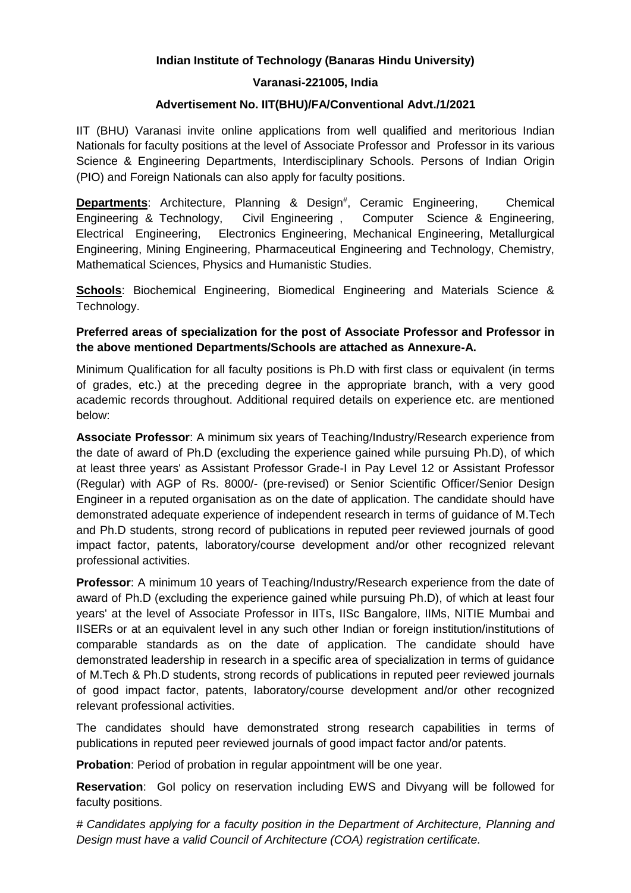**Indian Institute of Technology (Banaras Hindu University)**

**Varanasi-221005, India**

**Advertisement No. IIT(BHU)/FA/Conventional Advt./1/2021**

IIT (BHU) Varanasi invite online applications from well qualified and meritorious Indian Nationals for faculty positions at the level of Associate Professor and Professor in its various Science & Engineering Departments, Interdisciplinary Schools. Persons of Indian Origin (PIO) and Foreign Nationals can also apply for faculty positions.

**Departments**: Architecture, Planning & Design#, Ceramic Engineering, Chemical Engineering & Technology, Civil Engineering , Computer Science & Engineering, Electrical Engineering, Electronics Engineering, Mechanical Engineering, Metallurgical Engineering, Mining Engineering, Pharmaceutical Engineering and Technology, Chemistry, Mathematical Sciences, Physics and Humanistic Studies.

**Schools**: Biochemical Engineering, Biomedical Engineering and Materials Science & Technology.

**Preferred areas of specialization for the post of Associate Professor and Professor in the above mentioned Departments/Schools are attached as Annexure-A.**

Minimum Qualification for all faculty positions is Ph.D with first class or equivalent (in terms of grades, etc.) at the preceding degree in the appropriate branch, with a very good academic records throughout. Additional required details on experience etc. are mentioned below:

**Associate Professor**: A minimum six years of Teaching/Industry/Research experience from the date of award of Ph.D (excluding the experience gained while pursuing Ph.D), of which at least three years' as Assistant Professor Grade-I in Pay Level 12 or Assistant Professor (Regular) with AGP of Rs. 8000/- (pre-revised) or Senior Scientific Officer/Senior Design Engineer in a reputed organisation as on the date of application. The candidate should have demonstrated adequate experience of independent research in terms of guidance of M.Tech and Ph.D students, strong record of publications in reputed peer reviewed journals of good impact factor, patents, laboratory/course development and/or other recognized relevant professional activities.

**Professor**: A minimum 10 years of Teaching/Industry/Research experience from the date of award of Ph.D (excluding the experience gained while pursuing Ph.D), of which at least four years' at the level of Associate Professor in IITs, IISc Bangalore, IIMs, NITIE Mumbai and IISERs or at an equivalent level in any such other Indian or foreign institution/institutions of comparable standards as on the date of application. The candidate should have demonstrated leadership in research in a specific area of specialization in terms of guidance of M.Tech & Ph.D students, strong records of publications in reputed peer reviewed journals of good impact factor, patents, laboratory/course development and/or other recognized relevant professional activities.

The candidates should have demonstrated strong research capabilities in terms of publications in reputed peer reviewed journals of good impact factor and/or patents.

**Probation**: Period of probation in regular appointment will be one year.

**Reservation**: GoI policy on reservation including EWS and Divyang will be followed for faculty positions.

# *Candidates applying for a faculty position in the Department of Architecture, Planning and Design must have a valid Council of Architecture (COA) registration certificate.*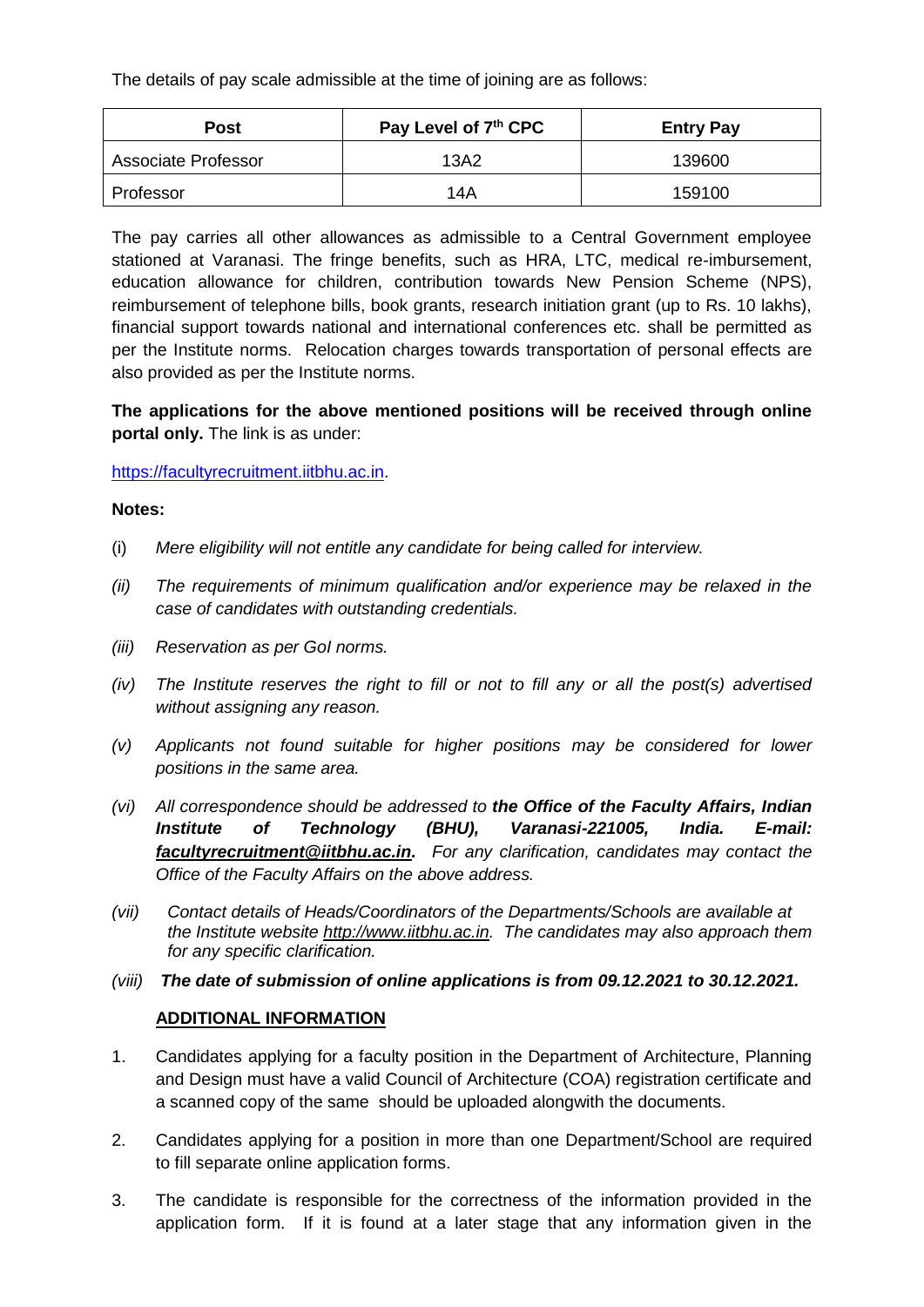The details of pay scale admissible at the time of joining are as follows:

| Post | Pay Level of 7th CPC | Entry Pay |
| --- | --- | --- |
| Associate Professor | 13A2 | 139600 |
| Professor | 14A | 159100 |

The pay carries all other allowances as admissible to a Central Government employee stationed at Varanasi. The fringe benefits, such as HRA, LTC, medical re-imbursement, education allowance for children, contribution towards New Pension Scheme (NPS), reimbursement of telephone bills, book grants, research initiation grant (up to Rs. 10 lakhs), financial support towards national and international conferences etc. shall be permitted as per the Institute norms. Relocation charges towards transportation of personal effects are also provided as per the Institute norms.

**The applications for the above mentioned positions will be received through online portal only.** The link is as under:

https://facultyrecruitment.iitbhu.ac.in.

**Notes:**

(i) *Mere eligibility will not entitle any candidate for being called for interview.*

*(ii) The requirements of minimum qualification and/or experience may be relaxed in the case of candidates with outstanding credentials.*

*(iii) Reservation as per GoI norms.*

*(iv) The Institute reserves the right to fill or not to fill any or all the post(s) advertised without assigning any reason.*

*(v) Applicants not found suitable for higher positions may be considered for lower positions in the same area.*

*(vi) All correspondence should be addressed to **the Office of the Faculty Affairs, Indian Institute of Technology (BHU), Varanasi-221005, India. E-mail: facultyrecruitment@iitbhu.ac.in.** For any clarification, candidates may contact the Office of the Faculty Affairs on the above address.*

*(vii) Contact details of Heads/Coordinators of the Departments/Schools are available at the Institute website http://www.iitbhu.ac.in. The candidates may also approach them for any specific clarification.*

*(viii) **The date of submission of online applications is from 09.12.2021 to 30.12.2021.***

**ADDITIONAL INFORMATION**

1. Candidates applying for a faculty position in the Department of Architecture, Planning and Design must have a valid Council of Architecture (COA) registration certificate and a scanned copy of the same should be uploaded alongwith the documents.

2. Candidates applying for a position in more than one Department/School are required to fill separate online application forms.

3. The candidate is responsible for the correctness of the information provided in the application form. If it is found at a later stage that any information given in the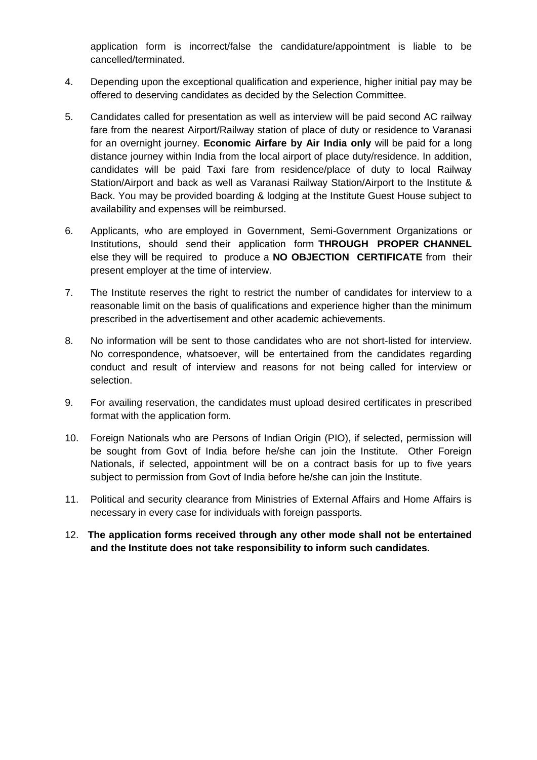application form is incorrect/false the candidature/appointment is liable to be cancelled/terminated.

4. Depending upon the exceptional qualification and experience, higher initial pay may be offered to deserving candidates as decided by the Selection Committee.

5. Candidates called for presentation as well as interview will be paid second AC railway fare from the nearest Airport/Railway station of place of duty or residence to Varanasi for an overnight journey. **Economic Airfare by Air India only** will be paid for a long distance journey within India from the local airport of place duty/residence. In addition, candidates will be paid Taxi fare from residence/place of duty to local Railway Station/Airport and back as well as Varanasi Railway Station/Airport to the Institute & Back. You may be provided boarding & lodging at the Institute Guest House subject to availability and expenses will be reimbursed.

6. Applicants, who are employed in Government, Semi-Government Organizations or Institutions, should send their application form **THROUGH PROPER CHANNEL** else they will be required to produce a **NO OBJECTION CERTIFICATE** from their present employer at the time of interview.

7. The Institute reserves the right to restrict the number of candidates for interview to a reasonable limit on the basis of qualifications and experience higher than the minimum prescribed in the advertisement and other academic achievements.

8. No information will be sent to those candidates who are not short-listed for interview. No correspondence, whatsoever, will be entertained from the candidates regarding conduct and result of interview and reasons for not being called for interview or selection.

9. For availing reservation, the candidates must upload desired certificates in prescribed format with the application form.

10. Foreign Nationals who are Persons of Indian Origin (PIO), if selected, permission will be sought from Govt of India before he/she can join the Institute. Other Foreign Nationals, if selected, appointment will be on a contract basis for up to five years subject to permission from Govt of India before he/she can join the Institute.

11. Political and security clearance from Ministries of External Affairs and Home Affairs is necessary in every case for individuals with foreign passports.

12. **The application forms received through any other mode shall not be entertained and the Institute does not take responsibility to inform such candidates.**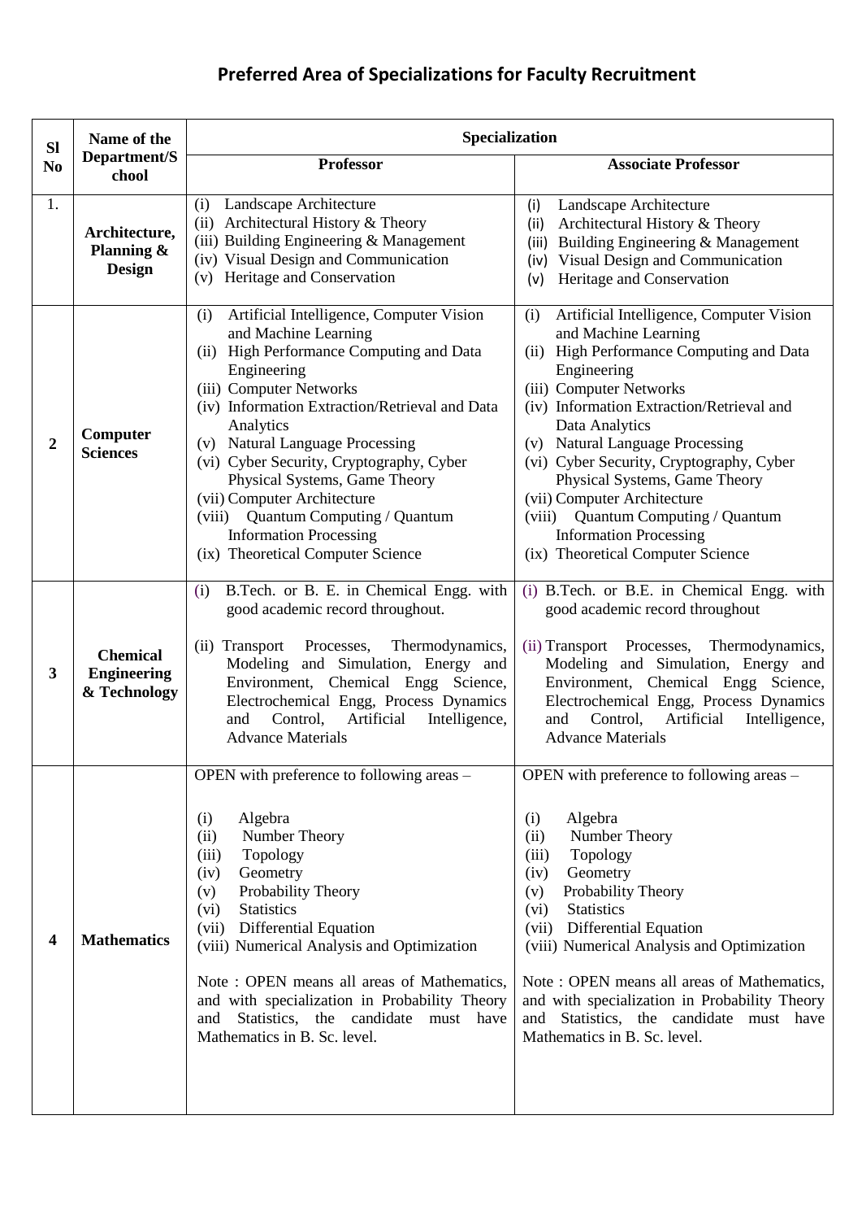# Preferred Area of Specializations for Faculty Recruitment

| Sl No | Name of the Department/School | Specialization | |
|---|---|---|---|
| | | **Professor** | **Associate Professor** |
| 1. | **Architecture, Planning & Design** | (i) Landscape Architecture<br>(ii) Architectural History & Theory<br>(iii) Building Engineering & Management<br>(iv) Visual Design and Communication<br>(v) Heritage and Conservation | (i) Landscape Architecture<br>(ii) Architectural History & Theory<br>(iii) Building Engineering & Management<br>(iv) Visual Design and Communication<br>(v) Heritage and Conservation |
| **2** | **Computer Sciences** | (i) Artificial Intelligence, Computer Vision and Machine Learning<br>(ii) High Performance Computing and Data Engineering<br>(iii) Computer Networks<br>(iv) Information Extraction/Retrieval and Data Analytics<br>(v) Natural Language Processing<br>(vi) Cyber Security, Cryptography, Cyber Physical Systems, Game Theory<br>(vii) Computer Architecture<br>(viii) Quantum Computing / Quantum Information Processing<br>(ix) Theoretical Computer Science | (i) Artificial Intelligence, Computer Vision and Machine Learning<br>(ii) High Performance Computing and Data Engineering<br>(iii) Computer Networks<br>(iv) Information Extraction/Retrieval and Data Analytics<br>(v) Natural Language Processing<br>(vi) Cyber Security, Cryptography, Cyber Physical Systems, Game Theory<br>(vii) Computer Architecture<br>(viii) Quantum Computing / Quantum Information Processing<br>(ix) Theoretical Computer Science |
| **3** | **Chemical Engineering & Technology** | (i) B.Tech. or B. E. in Chemical Engg. with good academic record throughout.<br><br>(ii) Transport Processes, Thermodynamics, Modeling and Simulation, Energy and Environment, Chemical Engg Science, Electrochemical Engg, Process Dynamics and Control, Artificial Intelligence, Advance Materials | (i) B.Tech. or B.E. in Chemical Engg. with good academic record throughout<br><br>(ii) Transport Processes, Thermodynamics, Modeling and Simulation, Energy and Environment, Chemical Engg Science, Electrochemical Engg, Process Dynamics and Control, Artificial Intelligence, Advance Materials |
| **4** | **Mathematics** | OPEN with preference to following areas –<br><br>(i) Algebra<br>(ii) Number Theory<br>(iii) Topology<br>(iv) Geometry<br>(v) Probability Theory<br>(vi) Statistics<br>(vii) Differential Equation<br>(viii) Numerical Analysis and Optimization<br><br>Note : OPEN means all areas of Mathematics, and with specialization in Probability Theory and Statistics, the candidate must have Mathematics in B. Sc. level. | OPEN with preference to following areas –<br><br>(i) Algebra<br>(ii) Number Theory<br>(iii) Topology<br>(iv) Geometry<br>(v) Probability Theory<br>(vi) Statistics<br>(vii) Differential Equation<br>(viii) Numerical Analysis and Optimization<br><br>Note : OPEN means all areas of Mathematics, and with specialization in Probability Theory and Statistics, the candidate must have Mathematics in B. Sc. level. |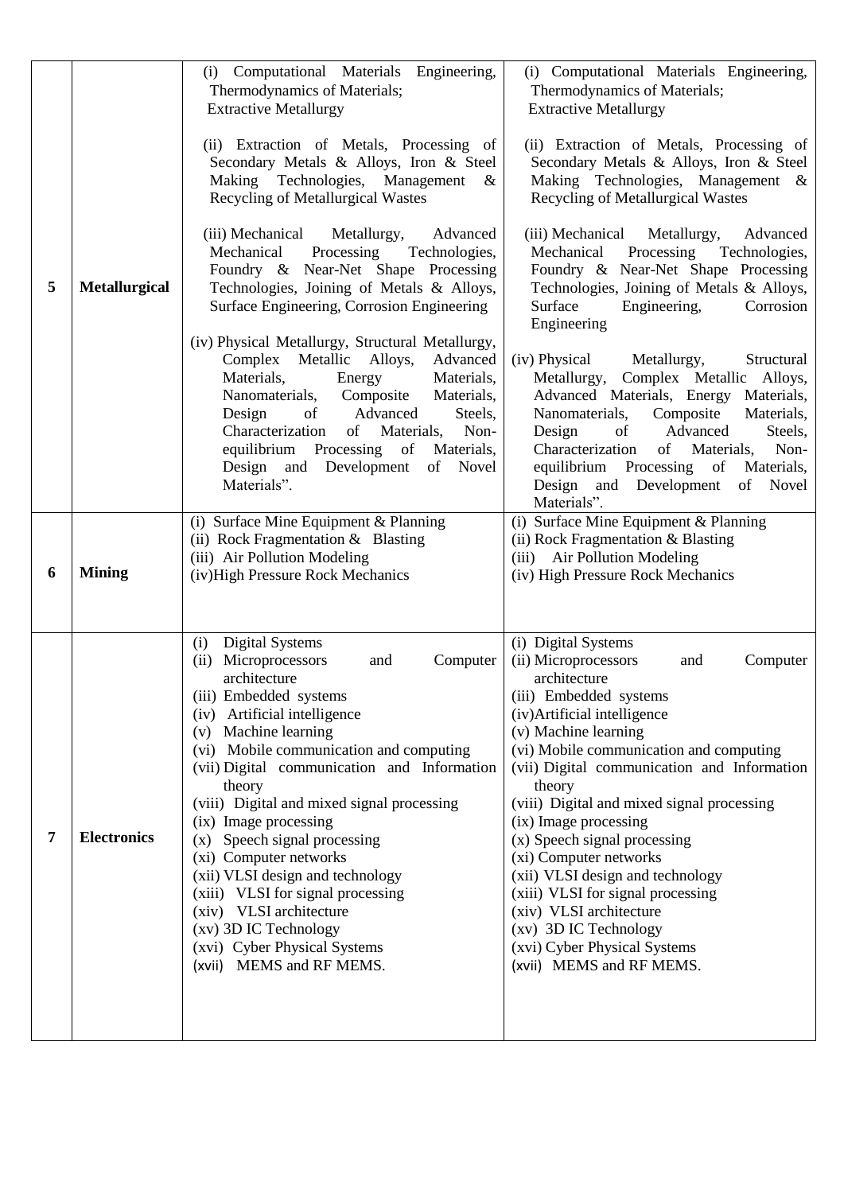| | | | |
|---|---|---|---|
| 5 | **Metallurgical** | (i) Computational Materials Engineering, Thermodynamics of Materials; Extractive Metallurgy<br><br>(ii) Extraction of Metals, Processing of Secondary Metals & Alloys, Iron & Steel Making Technologies, Management & Recycling of Metallurgical Wastes<br><br>(iii) Mechanical Metallurgy, Advanced Mechanical Processing Technologies, Foundry & Near-Net Shape Processing Technologies, Joining of Metals & Alloys, Surface Engineering, Corrosion Engineering<br><br>(iv) Physical Metallurgy, Structural Metallurgy, Complex Metallic Alloys, Advanced Materials, Energy Materials, Nanomaterials, Composite Materials, Design of Advanced Steels, Characterization of Materials, Non-equilibrium Processing of Materials, Design and Development of Novel Materials". | (i) Computational Materials Engineering, Thermodynamics of Materials; Extractive Metallurgy<br><br>(ii) Extraction of Metals, Processing of Secondary Metals & Alloys, Iron & Steel Making Technologies, Management & Recycling of Metallurgical Wastes<br><br>(iii) Mechanical Metallurgy, Advanced Mechanical Processing Technologies, Foundry & Near-Net Shape Processing Technologies, Joining of Metals & Alloys, Surface Engineering, Corrosion Engineering<br><br>(iv) Physical Metallurgy, Structural Metallurgy, Complex Metallic Alloys, Advanced Materials, Energy Materials, Nanomaterials, Composite Materials, Design of Advanced Steels, Characterization of Materials, Non-equilibrium Processing of Materials, Design and Development of Novel Materials". |
| 6 | **Mining** | (i) Surface Mine Equipment & Planning<br>(ii) Rock Fragmentation & Blasting<br>(iii) Air Pollution Modeling<br>(iv)High Pressure Rock Mechanics | (i) Surface Mine Equipment & Planning<br>(ii) Rock Fragmentation & Blasting<br>(iii) Air Pollution Modeling<br>(iv) High Pressure Rock Mechanics |
| 7 | **Electronics** | (i) Digital Systems<br>(ii) Microprocessors and Computer architecture<br>(iii) Embedded systems<br>(iv) Artificial intelligence<br>(v) Machine learning<br>(vi) Mobile communication and computing<br>(vii) Digital communication and Information theory<br>(viii) Digital and mixed signal processing<br>(ix) Image processing<br>(x) Speech signal processing<br>(xi) Computer networks<br>(xii) VLSI design and technology<br>(xiii) VLSI for signal processing<br>(xiv) VLSI architecture<br>(xv) 3D IC Technology<br>(xvi) Cyber Physical Systems<br>(xvii) MEMS and RF MEMS. | (i) Digital Systems<br>(ii) Microprocessors and Computer architecture<br>(iii) Embedded systems<br>(iv)Artificial intelligence<br>(v) Machine learning<br>(vi) Mobile communication and computing<br>(vii) Digital communication and Information theory<br>(viii) Digital and mixed signal processing<br>(ix) Image processing<br>(x) Speech signal processing<br>(xi) Computer networks<br>(xii) VLSI design and technology<br>(xiii) VLSI for signal processing<br>(xiv) VLSI architecture<br>(xv) 3D IC Technology<br>(xvi) Cyber Physical Systems<br>(xvii) MEMS and RF MEMS. |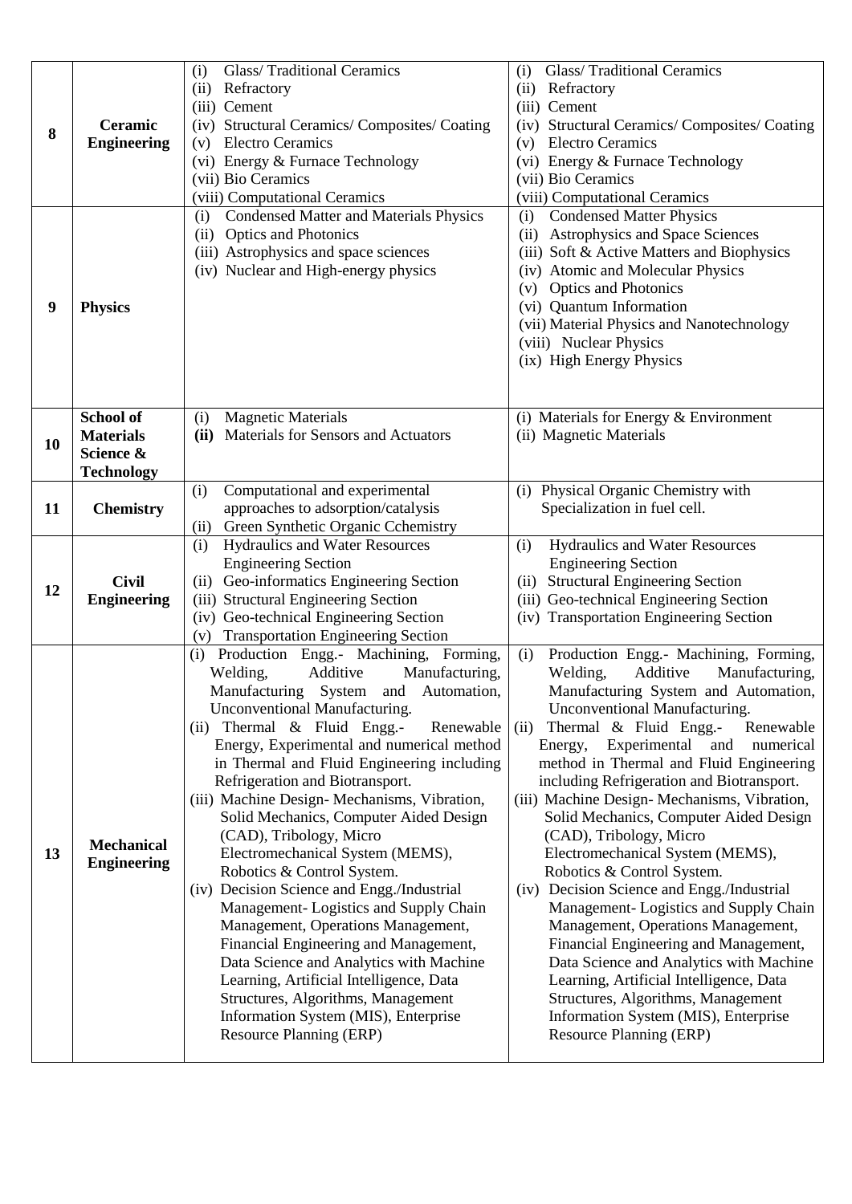| 8 | **Ceramic Engineering** | (i) Glass/ Traditional Ceramics<br>(ii) Refractory<br>(iii) Cement<br>(iv) Structural Ceramics/ Composites/ Coating<br>(v) Electro Ceramics<br>(vi) Energy & Furnace Technology<br>(vii) Bio Ceramics<br>(viii) Computational Ceramics | (i) Glass/ Traditional Ceramics<br>(ii) Refractory<br>(iii) Cement<br>(iv) Structural Ceramics/ Composites/ Coating<br>(v) Electro Ceramics<br>(vi) Energy & Furnace Technology<br>(vii) Bio Ceramics<br>(viii) Computational Ceramics |
|---|---|---|---|
| 9 | **Physics** | (i) Condensed Matter and Materials Physics<br>(ii) Optics and Photonics<br>(iii) Astrophysics and space sciences<br>(iv) Nuclear and High-energy physics | (i) Condensed Matter Physics<br>(ii) Astrophysics and Space Sciences<br>(iii) Soft & Active Matters and Biophysics<br>(iv) Atomic and Molecular Physics<br>(v) Optics and Photonics<br>(vi) Quantum Information<br>(vii) Material Physics and Nanotechnology<br>(viii) Nuclear Physics<br>(ix) High Energy Physics |
| 10 | **School of Materials Science & Technology** | (i) Magnetic Materials<br>**(ii)** Materials for Sensors and Actuators | (i) Materials for Energy & Environment<br>(ii) Magnetic Materials |
| 11 | **Chemistry** | (i) Computational and experimental approaches to adsorption/catalysis<br>(ii) Green Synthetic Organic Cchemistry | (i) Physical Organic Chemistry with Specialization in fuel cell. |
| 12 | **Civil Engineering** | (i) Hydraulics and Water Resources Engineering Section<br>(ii) Geo-informatics Engineering Section<br>(iii) Structural Engineering Section<br>(iv) Geo-technical Engineering Section<br>(v) Transportation Engineering Section | (i) Hydraulics and Water Resources Engineering Section<br>(ii) Structural Engineering Section<br>(iii) Geo-technical Engineering Section<br>(iv) Transportation Engineering Section |
| 13 | **Mechanical Engineering** | (i) Production Engg.- Machining, Forming, Welding, Additive Manufacturing, Manufacturing System and Automation, Unconventional Manufacturing.<br>(ii) Thermal & Fluid Engg.- Renewable Energy, Experimental and numerical method in Thermal and Fluid Engineering including Refrigeration and Biotransport.<br>(iii) Machine Design- Mechanisms, Vibration, Solid Mechanics, Computer Aided Design (CAD), Tribology, Micro Electromechanical System (MEMS), Robotics & Control System.<br>(iv) Decision Science and Engg./Industrial Management- Logistics and Supply Chain Management, Operations Management, Financial Engineering and Management, Data Science and Analytics with Machine Learning, Artificial Intelligence, Data Structures, Algorithms, Management Information System (MIS), Enterprise Resource Planning (ERP) | (i) Production Engg.- Machining, Forming, Welding, Additive Manufacturing, Manufacturing System and Automation, Unconventional Manufacturing.<br>(ii) Thermal & Fluid Engg.- Renewable Energy, Experimental and numerical method in Thermal and Fluid Engineering including Refrigeration and Biotransport.<br>(iii) Machine Design- Mechanisms, Vibration, Solid Mechanics, Computer Aided Design (CAD), Tribology, Micro Electromechanical System (MEMS), Robotics & Control System.<br>(iv) Decision Science and Engg./Industrial Management- Logistics and Supply Chain Management, Operations Management, Financial Engineering and Management, Data Science and Analytics with Machine Learning, Artificial Intelligence, Data Structures, Algorithms, Management Information System (MIS), Enterprise Resource Planning (ERP) |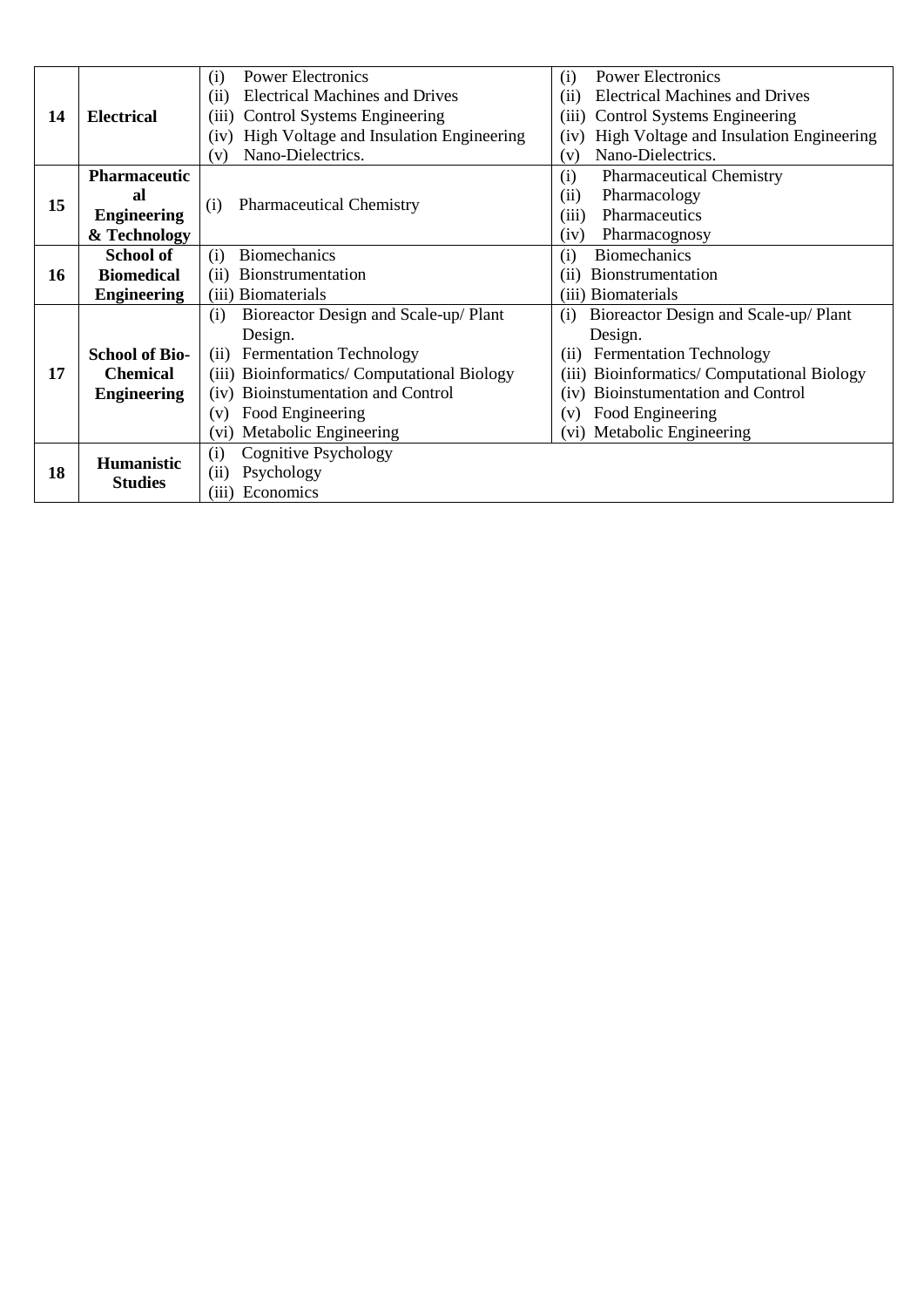| | | | |
|---|---|---|---|
| 14 | **Electrical** | (i) Power Electronics<br>(ii) Electrical Machines and Drives<br>(iii) Control Systems Engineering<br>(iv) High Voltage and Insulation Engineering<br>(v) Nano-Dielectrics. | (i) Power Electronics<br>(ii) Electrical Machines and Drives<br>(iii) Control Systems Engineering<br>(iv) High Voltage and Insulation Engineering<br>(v) Nano-Dielectrics. |
| 15 | **Pharmaceutical Engineering & Technology** | (i) Pharmaceutical Chemistry | (i) Pharmaceutical Chemistry<br>(ii) Pharmacology<br>(iii) Pharmaceutics<br>(iv) Pharmacognosy |
| 16 | **School of Biomedical Engineering** | (i) Biomechanics<br>(ii) Bionstrumentation<br>(iii) Biomaterials | (i) Biomechanics<br>(ii) Bionstrumentation<br>(iii) Biomaterials |
| 17 | **School of Bio-Chemical Engineering** | (i) Bioreactor Design and Scale-up/ Plant Design.<br>(ii) Fermentation Technology<br>(iii) Bioinformatics/ Computational Biology<br>(iv) Bioinstumentation and Control<br>(v) Food Engineering<br>(vi) Metabolic Engineering | (i) Bioreactor Design and Scale-up/ Plant Design.<br>(ii) Fermentation Technology<br>(iii) Bioinformatics/ Computational Biology<br>(iv) Bioinstumentation and Control<br>(v) Food Engineering<br>(vi) Metabolic Engineering |
| 18 | **Humanistic Studies** | (i) Cognitive Psychology<br>(ii) Psychology<br>(iii) Economics | |